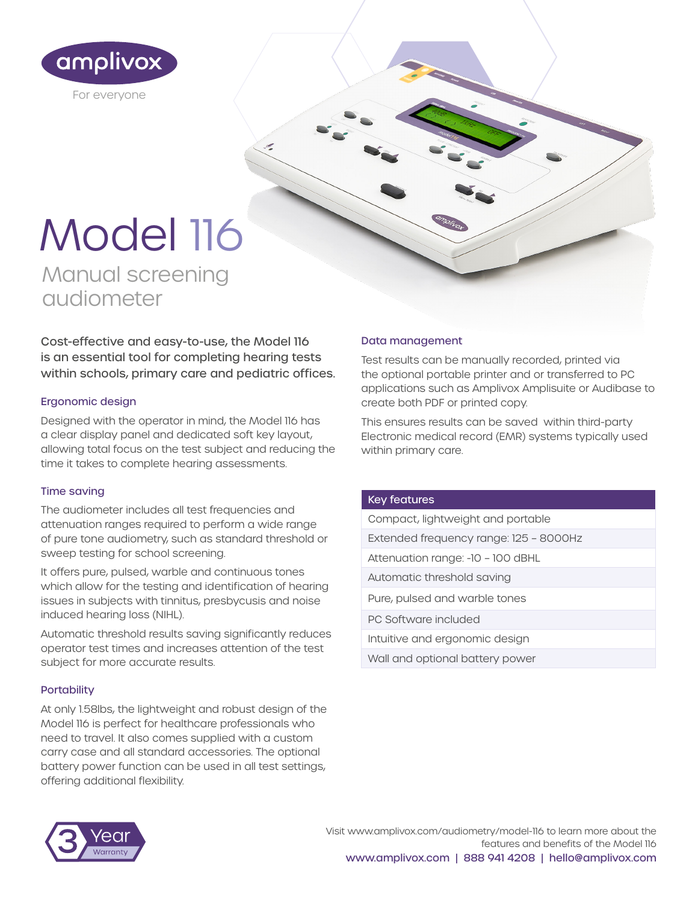amplivox

For everyone

# Model 116

## Manual screening audiometer

Cost-effective and easy-to-use, the Model 116 is an essential tool for completing hearing tests within schools, primary care and pediatric offices.

### Ergonomic design

Designed with the operator in mind, the Model 116 has a clear display panel and dedicated soft key layout, allowing total focus on the test subject and reducing the time it takes to complete hearing assessments.

### Time saving

The audiometer includes all test frequencies and attenuation ranges required to perform a wide range of pure tone audiometry, such as standard threshold or sweep testing for school screening.

It offers pure, pulsed, warble and continuous tones which allow for the testing and identification of hearing issues in subjects with tinnitus, presbycusis and noise induced hearing loss (NIHL).

Automatic threshold results saving significantly reduces operator test times and increases attention of the test subject for more accurate results.

### Portability

At only 1.58lbs, the lightweight and robust design of the Model 116 is perfect for healthcare professionals who need to travel. It also comes supplied with a custom carry case and all standard accessories. The optional battery power function can be used in all test settings, offering additional flexibility.

### Data management

Test results can be manually recorded, printed via the optional portable printer and or transferred to PC applications such as Amplivox Amplisuite or Audibase to create both PDF or printed copy.

This ensures results can be saved within third-party Electronic medical record (EMR) systems typically used within primary care.

| Key features |
|---|
| Compact, lightweight and portable |
| Extended frequency range: 125 – 8000Hz |
| Attenuation range: -10 – 100 dBHL |
| Automatic threshold saving |
| Pure, pulsed and warble tones |
| PC Software included |
| Intuitive and ergonomic design |
| Wall and optional battery power |

3 Year Warranty

Visit www.amplivox.com/audiometry/model-116 to learn more about the features and benefits of the Model 116

www.amplivox.com | 888 941 4208 | hello@amplivox.com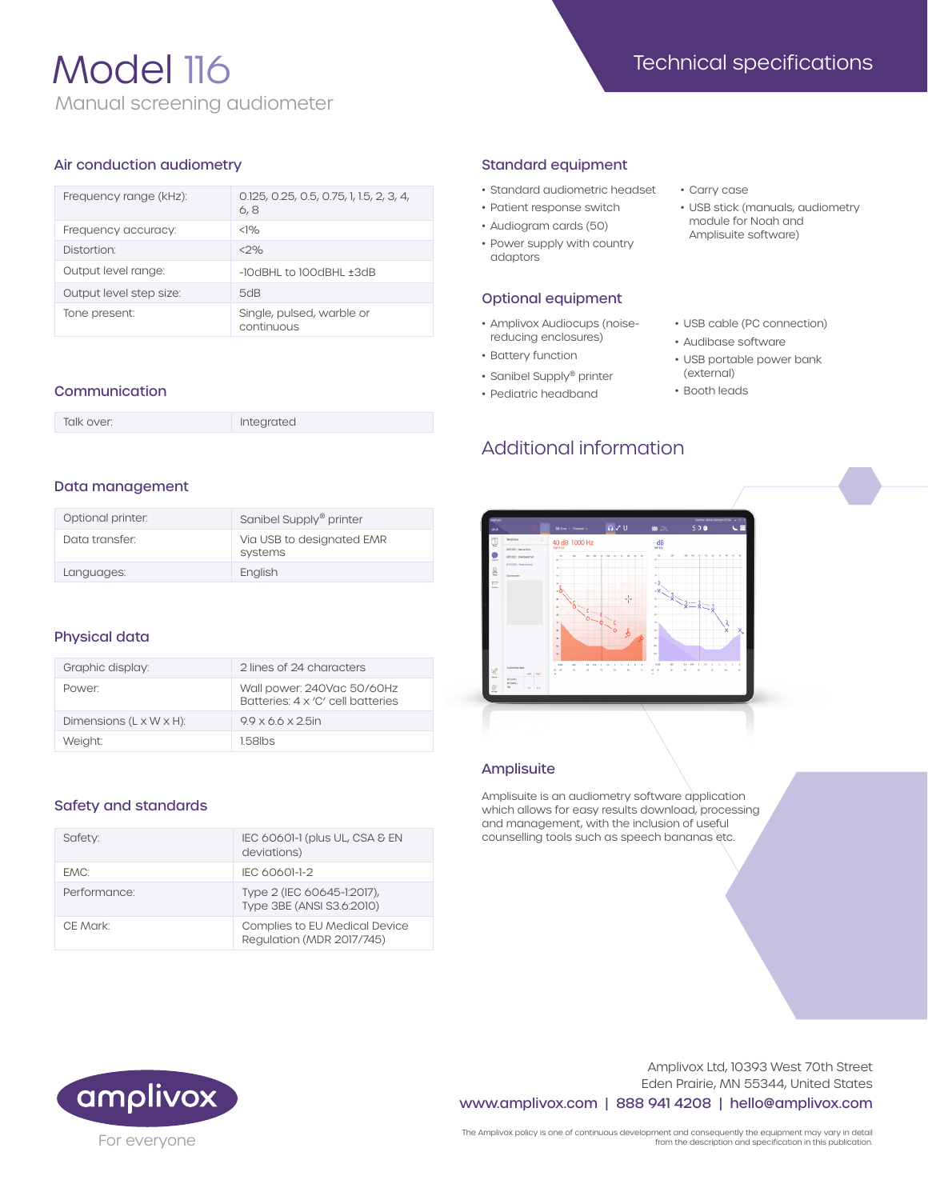# Model 116

Manual screening audiometer

Technical specifications

## Air conduction audiometry

| | |
|---|---|
| Frequency range (kHz): | 0.125, 0.25, 0.5, 0.75, 1, 1.5, 2, 3, 4, 6, 8 |
| Frequency accuracy: | <1% |
| Distortion: | <2% |
| Output level range: | -10dBHL to 100dBHL ±3dB |
| Output level step size: | 5dB |
| Tone present: | Single, pulsed, warble or continuous |

## Communication

| | |
|---|---|
| Talk over: | Integrated |

## Data management

| | |
|---|---|
| Optional printer: | Sanibel Supply® printer |
| Data transfer: | Via USB to designated EMR systems |
| Languages: | English |

## Physical data

| | |
|---|---|
| Graphic display: | 2 lines of 24 characters |
| Power: | Wall power: 240Vac 50/60Hz<br>Batteries: 4 x 'C' cell batteries |
| Dimensions (L x W x H): | 9.9 x 6.6 x 2.5in |
| Weight: | 1.58lbs |

## Safety and standards

| | |
|---|---|
| Safety: | IEC 60601-1 (plus UL, CSA & EN deviations) |
| EMC: | IEC 60601-1-2 |
| Performance: | Type 2 (IEC 60645-1:2017),<br>Type 3BE (ANSI S3.6:2010) |
| CE Mark: | Complies to EU Medical Device Regulation (MDR 2017/745) |

## Standard equipment

- Standard audiometric headset
- Patient response switch
- Audiogram cards (50)
- Power supply with country adaptors
- Carry case
- USB stick (manuals, audiometry module for Noah and Amplisuite software)

## Optional equipment

- Amplivox Audiocups (noise-reducing enclosures)
- Battery function
- Sanibel Supply® printer
- Pediatric headband
- USB cable (PC connection)
- Audibase software
- USB portable power bank (external)
- Booth leads

## Additional information

### Amplisuite

Amplisuite is an audiometry software application which allows for easy results download, processing and management, with the inclusion of useful counselling tools such as speech bananas etc.

amplivox

For everyone

Amplivox Ltd, 10393 West 70th Street
Eden Prairie, MN 55344, United States

www.amplivox.com | 888 941 4208 | hello@amplivox.com

The Amplivox policy is one of continuous development and consequently the equipment may vary in detail from the description and specification in this publication.